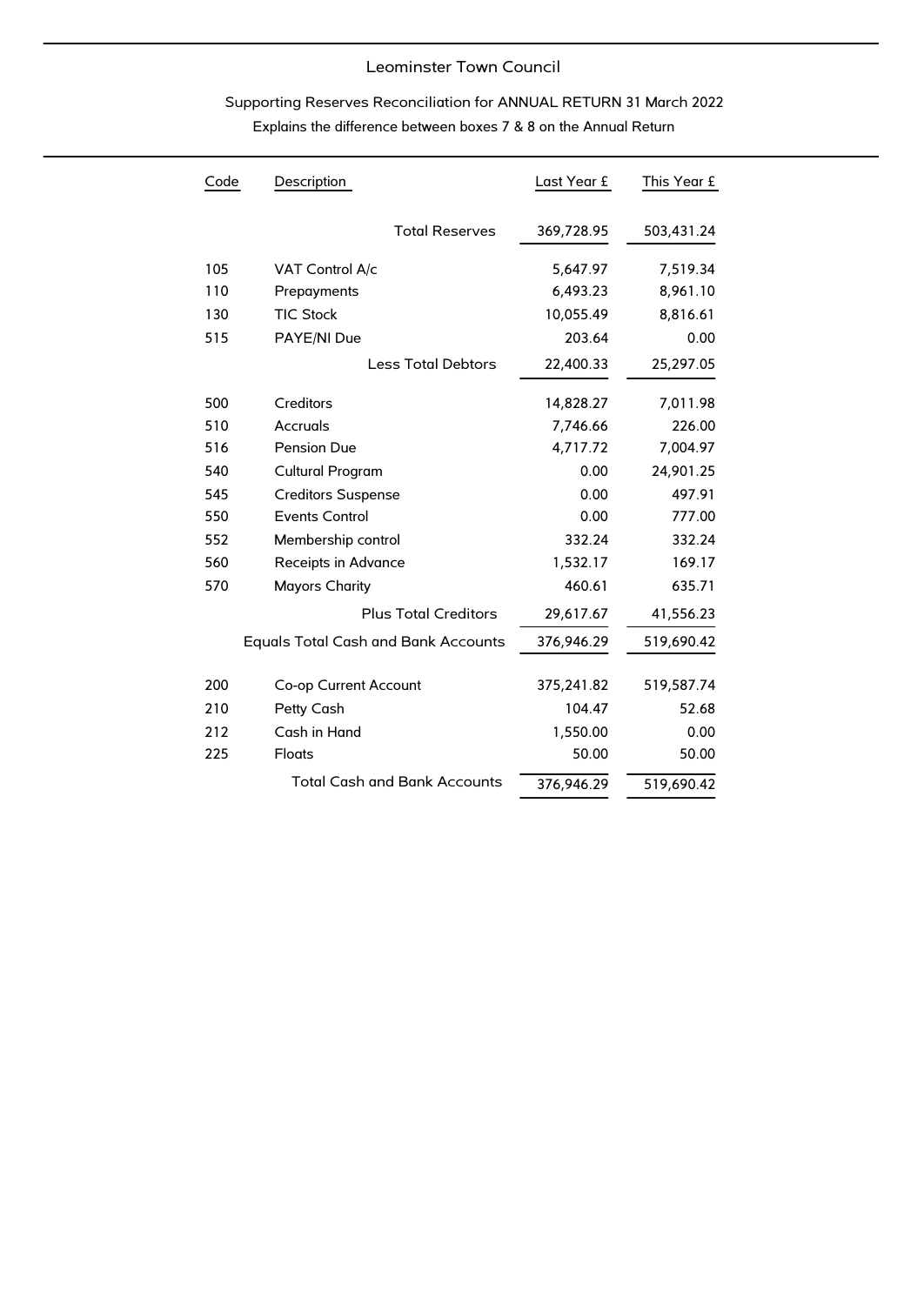# Leominster Town Council

## Supporting Reserves Reconciliation for ANNUAL RETURN 31 March 2022

Explains the difference between boxes 7 & 8 on the Annual Return

| Code | Description | Last Year £ | This Year £ |
|---|---|---|---|
| | Total Reserves | 369,728.95 | 503,431.24 |
| 105 | VAT Control A/c | 5,647.97 | 7,519.34 |
| 110 | Prepayments | 6,493.23 | 8,961.10 |
| 130 | TIC Stock | 10,055.49 | 8,816.61 |
| 515 | PAYE/NI Due | 203.64 | 0.00 |
| | Less Total Debtors | 22,400.33 | 25,297.05 |
| 500 | Creditors | 14,828.27 | 7,011.98 |
| 510 | Accruals | 7,746.66 | 226.00 |
| 516 | Pension Due | 4,717.72 | 7,004.97 |
| 540 | Cultural Program | 0.00 | 24,901.25 |
| 545 | Creditors Suspense | 0.00 | 497.91 |
| 550 | Events Control | 0.00 | 777.00 |
| 552 | Membership control | 332.24 | 332.24 |
| 560 | Receipts in Advance | 1,532.17 | 169.17 |
| 570 | Mayors Charity | 460.61 | 635.71 |
| | Plus Total Creditors | 29,617.67 | 41,556.23 |
| | Equals Total Cash and Bank Accounts | 376,946.29 | 519,690.42 |
| 200 | Co-op Current Account | 375,241.82 | 519,587.74 |
| 210 | Petty Cash | 104.47 | 52.68 |
| 212 | Cash in Hand | 1,550.00 | 0.00 |
| 225 | Floats | 50.00 | 50.00 |
| | Total Cash and Bank Accounts | 376,946.29 | 519,690.42 |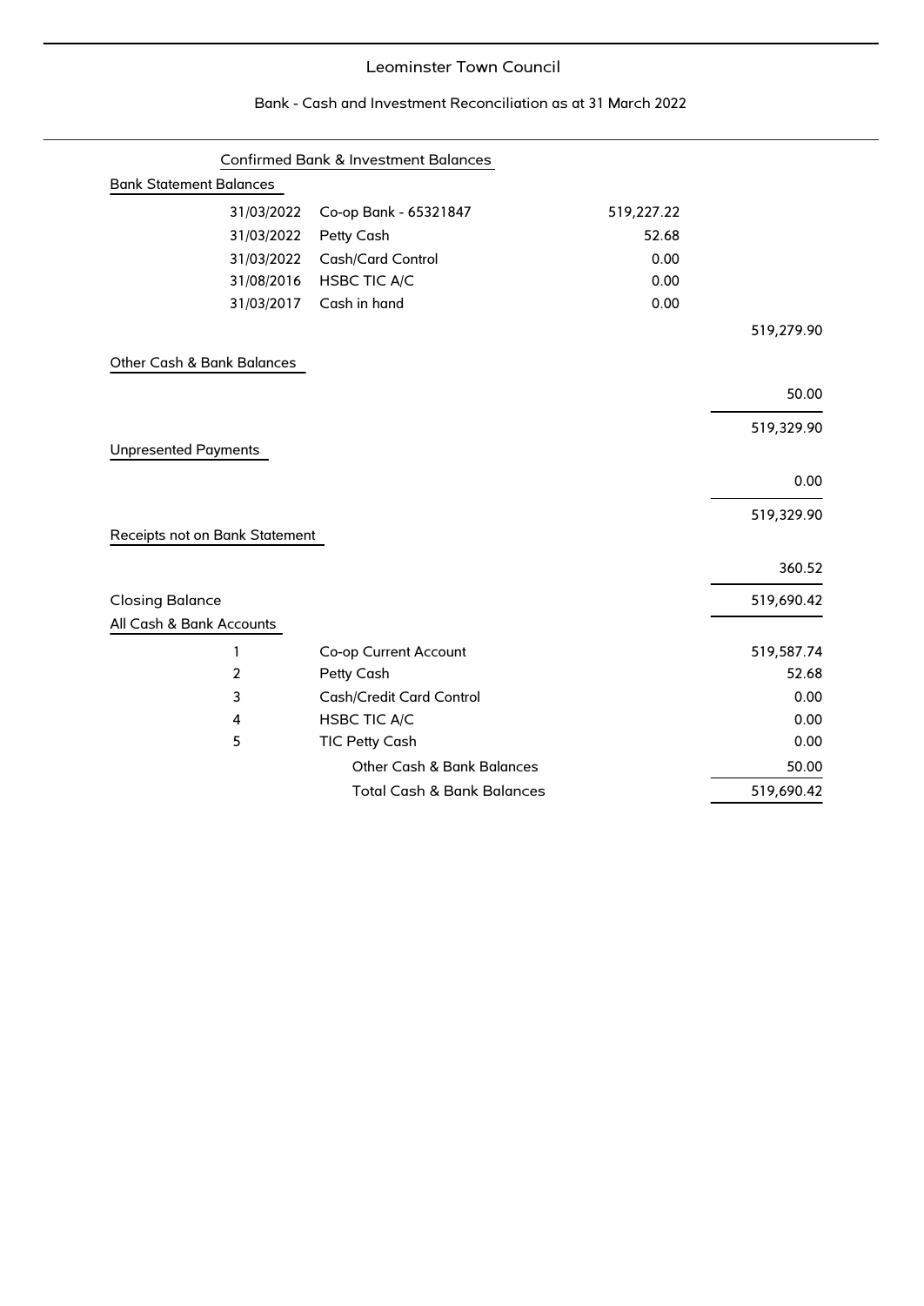## Leominster Town Council

### Bank - Cash and Investment Reconciliation as at 31 March 2022

**Confirmed Bank & Investment Balances**

**Bank Statement Balances**

| Date | Account | Amount | Total |
|---|---|---|---|
| 31/03/2022 | Co-op Bank - 65321847 | 519,227.22 | |
| 31/03/2022 | Petty Cash | 52.68 | |
| 31/03/2022 | Cash/Card Control | 0.00 | |
| 31/08/2016 | HSBC TIC A/C | 0.00 | |
| 31/03/2017 | Cash in hand | 0.00 | |
| | | | 519,279.90 |
| **Other Cash & Bank Balances** | | | |
| | | | 50.00 |
| | | | 519,329.90 |
| **Unpresented Payments** | | | |
| | | | 0.00 |
| | | | 519,329.90 |
| **Receipts not on Bank Statement** | | | |
| | | | 360.52 |
| **Closing Balance** | | | 519,690.42 |

**All Cash & Bank Accounts**

| No. | Account | Balance |
|---|---|---|
| 1 | Co-op Current Account | 519,587.74 |
| 2 | Petty Cash | 52.68 |
| 3 | Cash/Credit Card Control | 0.00 |
| 4 | HSBC TIC A/C | 0.00 |
| 5 | TIC Petty Cash | 0.00 |
| | Other Cash & Bank Balances | 50.00 |
| | Total Cash & Bank Balances | 519,690.42 |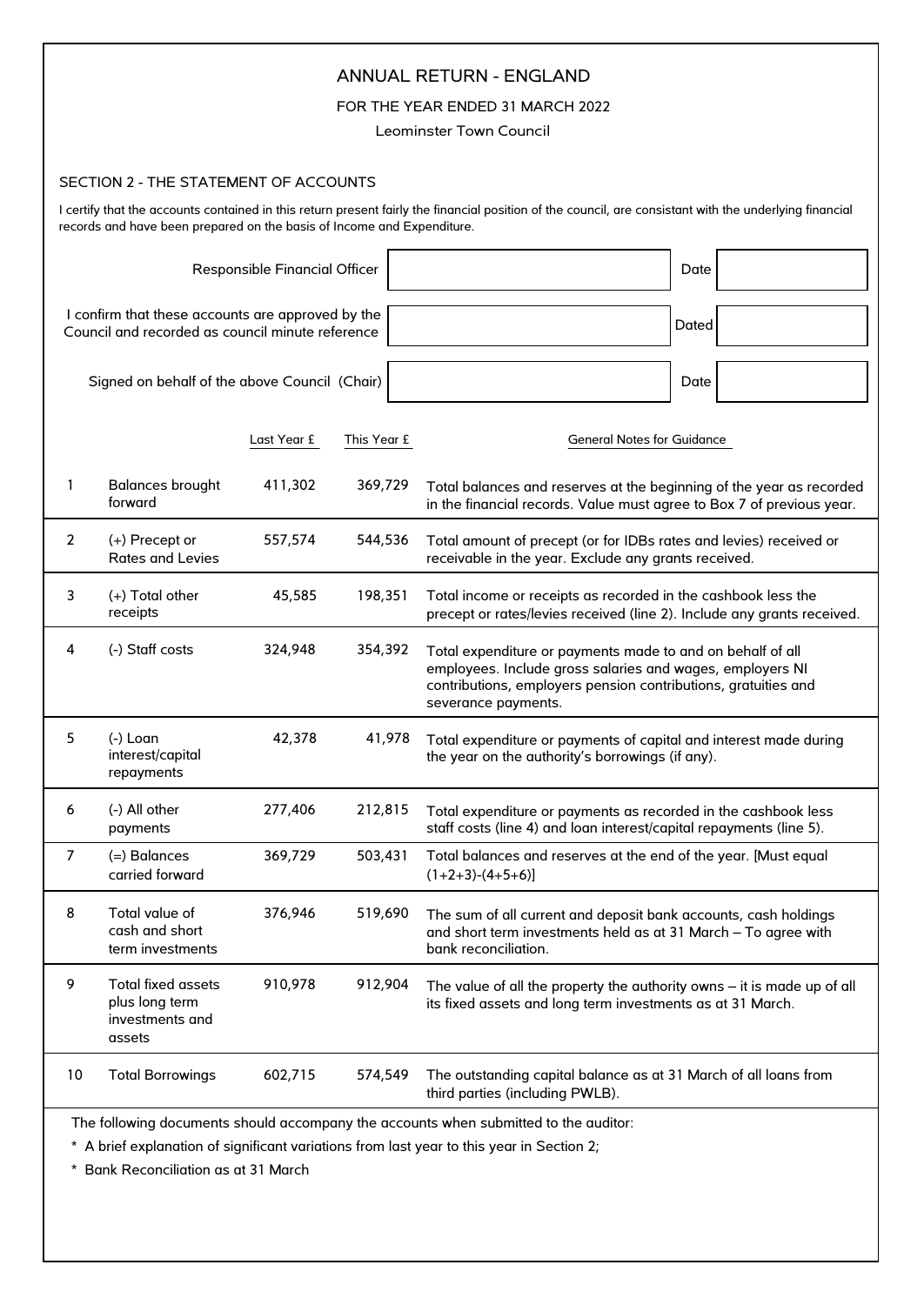# ANNUAL RETURN - ENGLAND

FOR THE YEAR ENDED 31 MARCH 2022

Leominster Town Council

## SECTION 2 - THE STATEMENT OF ACCOUNTS

I certify that the accounts contained in this return present fairly the financial position of the council, are consistant with the underlying financial records and have been prepared on the basis of Income and Expenditure.

| | | | |
|---|---|---|---|
| Responsible Financial Officer | | Date | |
| I confirm that these accounts are approved by the Council and recorded as council minute reference | | Dated | |
| Signed on behalf of the above Council (Chair) | | Date | |

| | | Last Year £ | This Year £ | General Notes for Guidance |
|---|---|---|---|---|
| 1 | Balances brought forward | 411,302 | 369,729 | Total balances and reserves at the beginning of the year as recorded in the financial records. Value must agree to Box 7 of previous year. |
| 2 | (+) Precept or Rates and Levies | 557,574 | 544,536 | Total amount of precept (or for IDBs rates and levies) received or receivable in the year. Exclude any grants received. |
| 3 | (+) Total other receipts | 45,585 | 198,351 | Total income or receipts as recorded in the cashbook less the precept or rates/levies received (line 2). Include any grants received. |
| 4 | (-) Staff costs | 324,948 | 354,392 | Total expenditure or payments made to and on behalf of all employees. Include gross salaries and wages, employers NI contributions, employers pension contributions, gratuities and severance payments. |
| 5 | (-) Loan interest/capital repayments | 42,378 | 41,978 | Total expenditure or payments of capital and interest made during the year on the authority's borrowings (if any). |
| 6 | (-) All other payments | 277,406 | 212,815 | Total expenditure or payments as recorded in the cashbook less staff costs (line 4) and loan interest/capital repayments (line 5). |
| 7 | (=) Balances carried forward | 369,729 | 503,431 | Total balances and reserves at the end of the year. [Must equal (1+2+3)-(4+5+6)] |
| 8 | Total value of cash and short term investments | 376,946 | 519,690 | The sum of all current and deposit bank accounts, cash holdings and short term investments held as at 31 March – To agree with bank reconciliation. |
| 9 | Total fixed assets plus long term investments and assets | 910,978 | 912,904 | The value of all the property the authority owns – it is made up of all its fixed assets and long term investments as at 31 March. |
| 10 | Total Borrowings | 602,715 | 574,549 | The outstanding capital balance as at 31 March of all loans from third parties (including PWLB). |

The following documents should accompany the accounts when submitted to the auditor:

* A brief explanation of significant variations from last year to this year in Section 2;
* Bank Reconciliation as at 31 March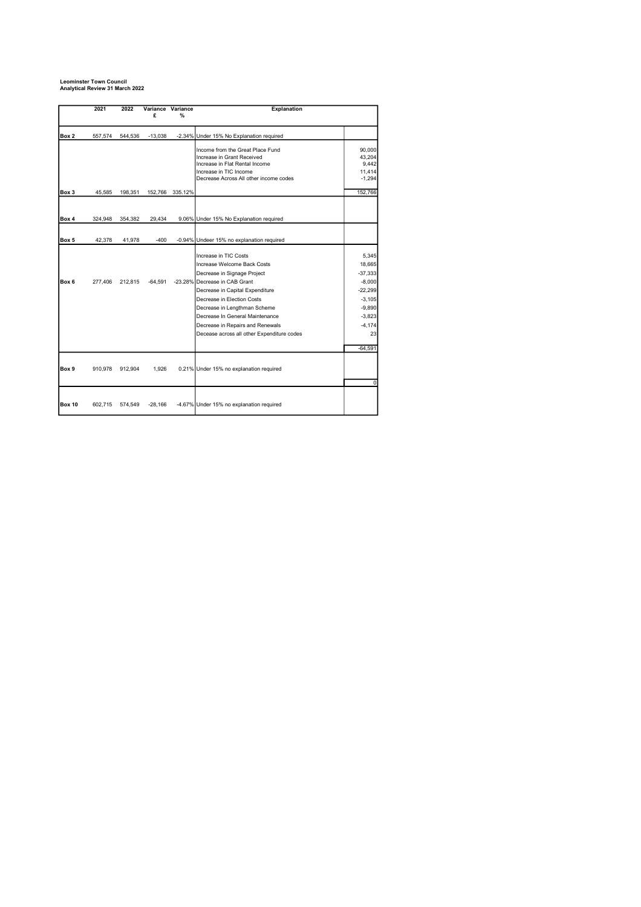**Leominster Town Council**
**Analytical Review 31 March 2022**

| | 2021 | 2022 | Variance £ | Variance % | Explanation | |
|---|---|---|---|---|---|---|
| **Box 2** | 557,574 | 544,536 | -13,038 | -2.34% | Under 15% No Explanation required | |
| | | | | | Income from the Great Place Fund | 90,000 |
| | | | | | Increase in Grant Received | 43,204 |
| | | | | | Increase in Flat Rental Income | 9,442 |
| | | | | | Increase in TIC Income | 11,414 |
| | | | | | Decrease Across All other income codes | -1,294 |
| **Box 3** | 45,585 | 198,351 | 152,766 | 335.12% | | 152,766 |
| **Box 4** | 324,948 | 354,382 | 29,434 | 9.06% | Under 15% No Explanation required | |
| **Box 5** | 42,378 | 41,978 | -400 | -0.94% | Undeer 15% no explanation required | |
| | | | | | Increase in TIC Costs | 5,345 |
| | | | | | Increase Welcome Back Costs | 18,665 |
| | | | | | Decrease in Signage Project | -37,333 |
| **Box 6** | 277,406 | 212,815 | -64,591 | -23.28% | Decrease in CAB Grant | -8,000 |
| | | | | | Decrease in Capital Expenditure | -22,299 |
| | | | | | Decrease in Election Costs | -3,105 |
| | | | | | Decrease in Lengthman Scheme | -9,890 |
| | | | | | Decrease In General Maintenance | -3,823 |
| | | | | | Decrease in Repairs and Renewals | -4,174 |
| | | | | | Decease across all other Expenditure codes | 23 |
| | | | | | | -64,591 |
| **Box 9** | 910,978 | 912,904 | 1,926 | 0.21% | Under 15% no explanation required | |
| | | | | | | 0 |
| **Box 10** | 602,715 | 574,549 | -28,166 | -4.67% | Under 15% no explanation required | |